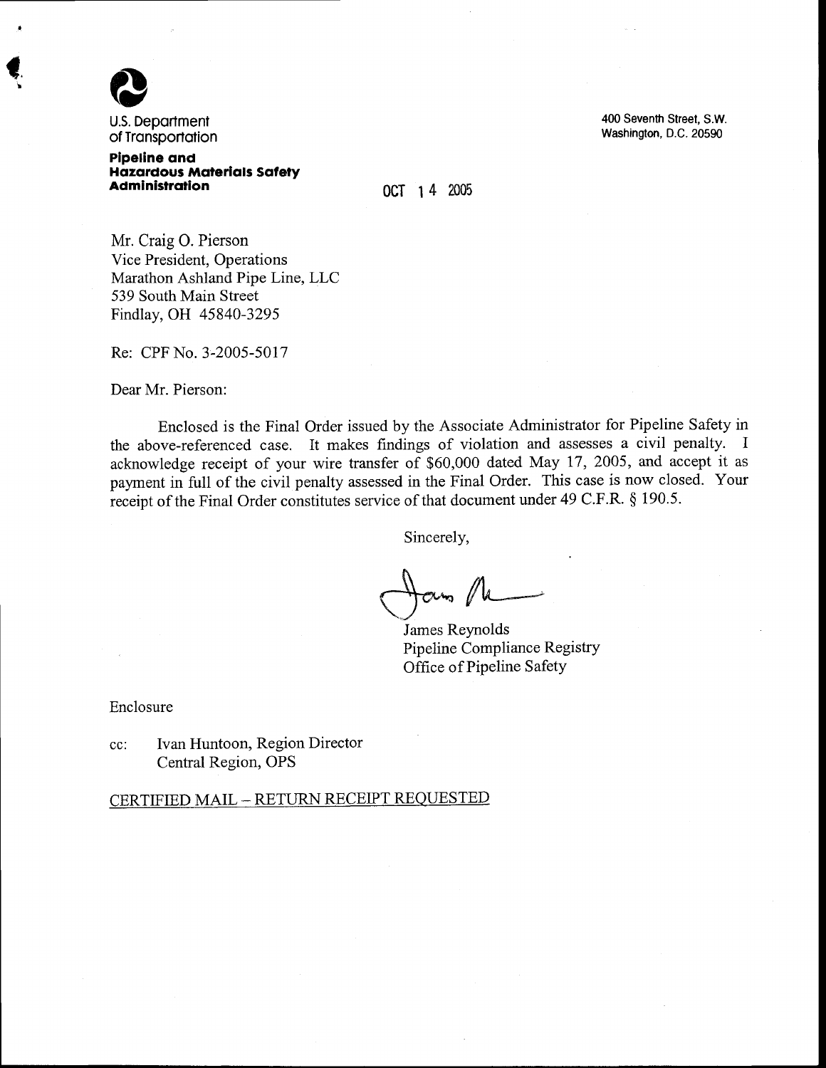U.S. Department of Transportation

**Pipeline and Hazardous Materials Safety Administration**

400 Seventh Street, S.W.
Washington, D.C. 20590

OCT 14 2005

Mr. Craig O. Pierson
Vice President, Operations
Marathon Ashland Pipe Line, LLC
539 South Main Street
Findlay, OH 45840-3295

Re: CPF No. 3-2005-5017

Dear Mr. Pierson:

Enclosed is the Final Order issued by the Associate Administrator for Pipeline Safety in the above-referenced case. It makes findings of violation and assesses a civil penalty. I acknowledge receipt of your wire transfer of $60,000 dated May 17, 2005, and accept it as payment in full of the civil penalty assessed in the Final Order. This case is now closed. Your receipt of the Final Order constitutes service of that document under 49 C.F.R. § 190.5.

Sincerely,

James Reynolds
Pipeline Compliance Registry
Office of Pipeline Safety

Enclosure

cc: Ivan Huntoon, Region Director
Central Region, OPS

CERTIFIED MAIL – RETURN RECEIPT REQUESTED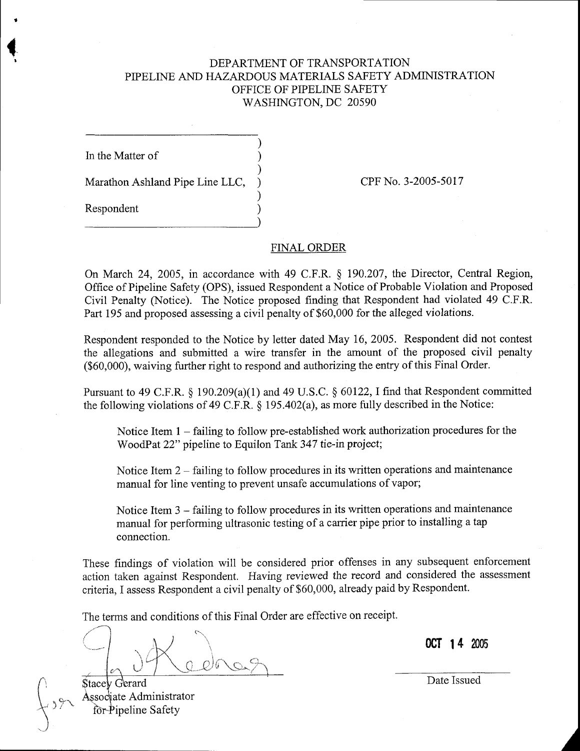DEPARTMENT OF TRANSPORTATION
PIPELINE AND HAZARDOUS MATERIALS SAFETY ADMINISTRATION
OFFICE OF PIPELINE SAFETY
WASHINGTON, DC 20590

| | | |
|---|---|---|
| In the Matter of | ) | |
| | ) | |
| Marathon Ashland Pipe Line LLC, | ) | CPF No. 3-2005-5017 |
| | ) | |
| Respondent | ) | |

## FINAL ORDER

On March 24, 2005, in accordance with 49 C.F.R. § 190.207, the Director, Central Region, Office of Pipeline Safety (OPS), issued Respondent a Notice of Probable Violation and Proposed Civil Penalty (Notice). The Notice proposed finding that Respondent had violated 49 C.F.R. Part 195 and proposed assessing a civil penalty of $60,000 for the alleged violations.

Respondent responded to the Notice by letter dated May 16, 2005. Respondent did not contest the allegations and submitted a wire transfer in the amount of the proposed civil penalty ($60,000), waiving further right to respond and authorizing the entry of this Final Order.

Pursuant to 49 C.F.R. § 190.209(a)(1) and 49 U.S.C. § 60122, I find that Respondent committed the following violations of 49 C.F.R. § 195.402(a), as more fully described in the Notice:

> Notice Item 1 – failing to follow pre-established work authorization procedures for the WoodPat 22" pipeline to Equilon Tank 347 tie-in project;
>
> Notice Item 2 – failing to follow procedures in its written operations and maintenance manual for line venting to prevent unsafe accumulations of vapor;
>
> Notice Item 3 – failing to follow procedures in its written operations and maintenance manual for performing ultrasonic testing of a carrier pipe prior to installing a tap connection.

These findings of violation will be considered prior offenses in any subsequent enforcement action taken against Respondent. Having reviewed the record and considered the assessment criteria, I assess Respondent a civil penalty of $60,000, already paid by Respondent.

The terms and conditions of this Final Order are effective on receipt.

Stacey Gerard
Associate Administrator
for Pipeline Safety

OCT 14 2005

Date Issued